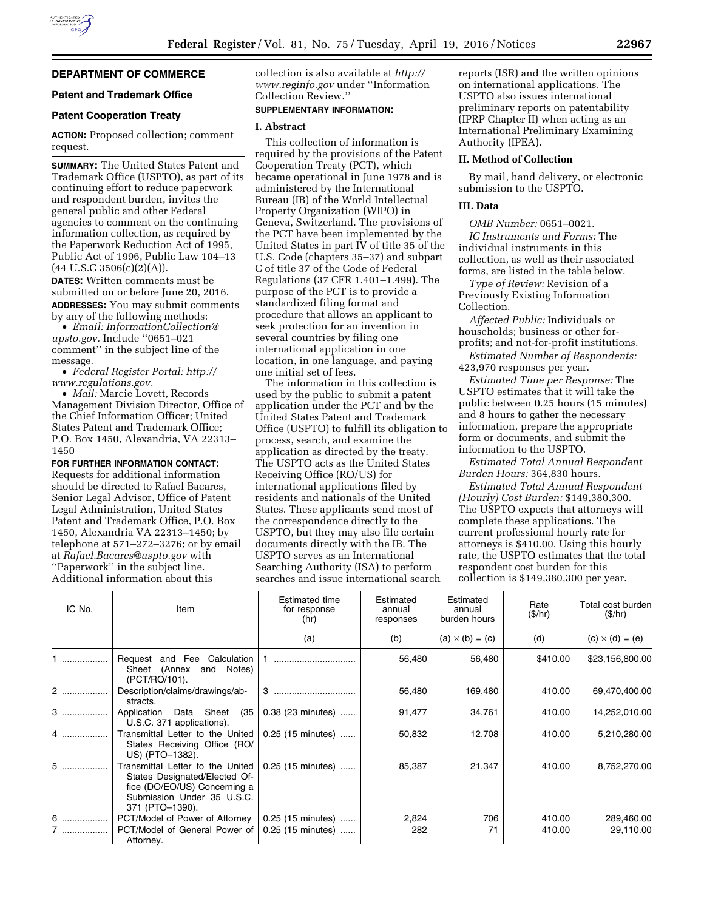## DEPARTMENT OF COMMERCE

### Patent and Trademark Office

### Patent Cooperation Treaty

**ACTION:** Proposed collection; comment request.

**SUMMARY:** The United States Patent and Trademark Office (USPTO), as part of its continuing effort to reduce paperwork and respondent burden, invites the general public and other Federal agencies to comment on the continuing information collection, as required by the Paperwork Reduction Act of 1995, Public Act of 1996, Public Law 104–13 (44 U.S.C 3506(c)(2)(A)).

**DATES:** Written comments must be submitted on or before June 20, 2016.

**ADDRESSES:** You may submit comments by any of the following methods:

- *Email: InformationCollection@upsto.gov.* Include ''0651–021 comment'' in the subject line of the message.
- *Federal Register Portal: http://www.regulations.gov.*
- *Mail:* Marcie Lovett, Records Management Division Director, Office of the Chief Information Officer; United States Patent and Trademark Office; P.O. Box 1450, Alexandria, VA 22313–1450

**FOR FURTHER INFORMATION CONTACT:** Requests for additional information should be directed to Rafael Bacares, Senior Legal Advisor, Office of Patent Legal Administration, United States Patent and Trademark Office, P.O. Box 1450, Alexandria VA 22313–1450; by telephone at 571–272–3276; or by email at *Rafael.Bacares@uspto.gov* with ''Paperwork'' in the subject line. Additional information about this collection is also available at *http://www.reginfo.gov* under ''Information Collection Review.''

**SUPPLEMENTARY INFORMATION:**

**I. Abstract**

This collection of information is required by the provisions of the Patent Cooperation Treaty (PCT), which became operational in June 1978 and is administered by the International Bureau (IB) of the World Intellectual Property Organization (WIPO) in Geneva, Switzerland. The provisions of the PCT have been implemented by the United States in part IV of title 35 of the U.S. Code (chapters 35–37) and subpart C of title 37 of the Code of Federal Regulations (37 CFR 1.401–1.499). The purpose of the PCT is to provide a standardized filing format and procedure that allows an applicant to seek protection for an invention in several countries by filing one international application in one location, in one language, and paying one initial set of fees.

The information in this collection is used by the public to submit a patent application under the PCT and by the United States Patent and Trademark Office (USPTO) to fulfill its obligation to process, search, and examine the application as directed by the treaty. The USPTO acts as the United States Receiving Office (RO/US) for international applications filed by residents and nationals of the United States. These applicants send most of the correspondence directly to the USPTO, but they may also file certain documents directly with the IB. The USPTO serves as an International Searching Authority (ISA) to perform searches and issue international search reports (ISR) and the written opinions on international applications. The USPTO also issues international preliminary reports on patentability (IPRP Chapter II) when acting as an International Preliminary Examining Authority (IPEA).

**II. Method of Collection**

By mail, hand delivery, or electronic submission to the USPTO.

**III. Data**

*OMB Number:* 0651–0021.

*IC Instruments and Forms:* The individual instruments in this collection, as well as their associated forms, are listed in the table below.

*Type of Review:* Revision of a Previously Existing Information Collection.

*Affected Public:* Individuals or households; business or other for-profits; and not-for-profit institutions.

*Estimated Number of Respondents:* 423,970 responses per year.

*Estimated Time per Response:* The USPTO estimates that it will take the public between 0.25 hours (15 minutes) and 8 hours to gather the necessary information, prepare the appropriate form or documents, and submit the information to the USPTO.

*Estimated Total Annual Respondent Burden Hours:* 364,830 hours.

*Estimated Total Annual Respondent (Hourly) Cost Burden:* $149,380,300. The USPTO expects that attorneys will complete these applications. The current professional hourly rate for attorneys is $410.00. Using this hourly rate, the USPTO estimates that the total respondent cost burden for this collection is $149,380,300 per year.

| IC No. | Item | Estimated time for response (hr) | Estimated annual responses | Estimated annual burden hours | Rate ($/hr) | Total cost burden ($/hr) |
|---|---|---|---|---|---|---|
| | | (a) | (b) | (a) × (b) = (c) | (d) | (c) × (d) = (e) |
| 1 | Request and Fee Calculation Sheet (Annex and Notes) (PCT/RO/101). | 1 | 56,480 | 56,480 | $410.00 | $23,156,800.00 |
| 2 | Description/claims/drawings/abstracts. | 3 | 56,480 | 169,480 | 410.00 | 69,470,400.00 |
| 3 | Application Data Sheet (35 U.S.C. 371 applications). | 0.38 (23 minutes) | 91,477 | 34,761 | 410.00 | 14,252,010.00 |
| 4 | Transmittal Letter to the United States Receiving Office (RO/US) (PTO–1382). | 0.25 (15 minutes) | 50,832 | 12,708 | 410.00 | 5,210,280.00 |
| 5 | Transmittal Letter to the United States Designated/Elected Office (DO/EO/US) Concerning a Submission Under 35 U.S.C. 371 (PTO–1390). | 0.25 (15 minutes) | 85,387 | 21,347 | 410.00 | 8,752,270.00 |
| 6 | PCT/Model of Power of Attorney | 0.25 (15 minutes) | 2,824 | 706 | 410.00 | 289,460.00 |
| 7 | PCT/Model of General Power of Attorney. | 0.25 (15 minutes) | 282 | 71 | 410.00 | 29,110.00 |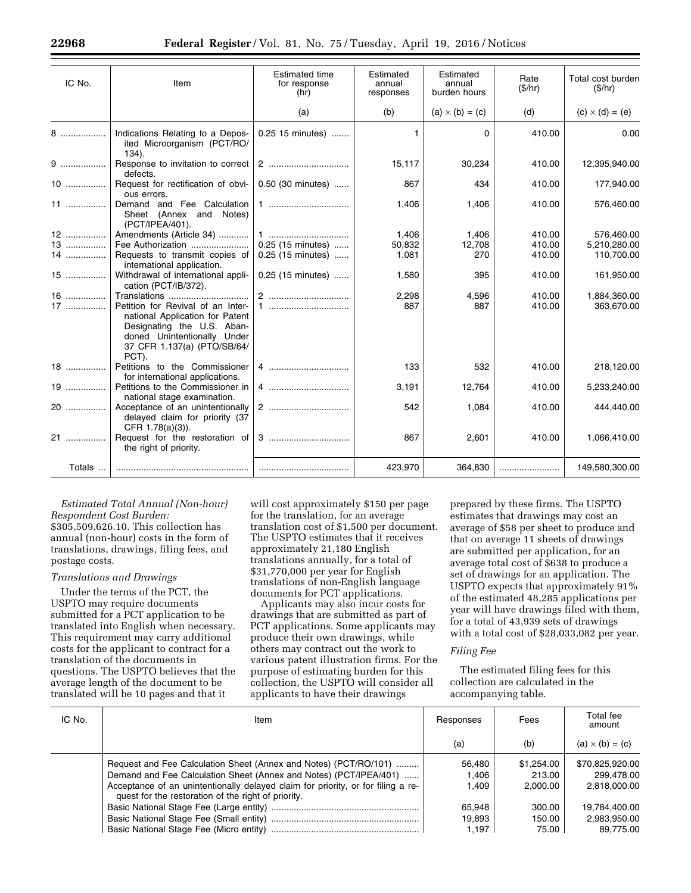| IC No. | Item | Estimated time for response (hr) | Estimated annual responses | Estimated annual burden hours | Rate ($/hr) | Total cost burden ($/hr) |
|---|---|---|---|---|---|---|
| | | (a) | (b) | (a) × (b) = (c) | (d) | (c) × (d) = (e) |
| 8 | Indications Relating to a Deposited Microorganism (PCT/RO/134). | 0.25 15 minutes) | 1 | 0 | 410.00 | 0.00 |
| 9 | Response to invitation to correct defects. | 2 | 15,117 | 30,234 | 410.00 | 12,395,940.00 |
| 10 | Request for rectification of obvious errors. | 0.50 (30 minutes) | 867 | 434 | 410.00 | 177,940.00 |
| 11 | Demand and Fee Calculation Sheet (Annex and Notes) (PCT/IPEA/401). | 1 | 1,406 | 1,406 | 410.00 | 576,460.00 |
| 12 | Amendments (Article 34) | 1 | 1,406 | 1,406 | 410.00 | 576,460.00 |
| 13 | Fee Authorization | 0.25 (15 minutes) | 50,832 | 12,708 | 410.00 | 5,210,280.00 |
| 14 | Requests to transmit copies of international application. | 0.25 (15 minutes) | 1,081 | 270 | 410.00 | 110,700.00 |
| 15 | Withdrawal of international application (PCT/IB/372). | 0.25 (15 minutes) | 1,580 | 395 | 410.00 | 161,950.00 |
| 16 | Translations | 2 | 2,298 | 4,596 | 410.00 | 1,884,360.00 |
| 17 | Petition for Revival of an International Application for Patent Designating the U.S. Abandoned Unintentionally Under 37 CFR 1.137(a) (PTO/SB/64/PCT). | 1 | 887 | 887 | 410.00 | 363,670.00 |
| 18 | Petitions to the Commissioner for international applications. | 4 | 133 | 532 | 410.00 | 218,120.00 |
| 19 | Petitions to the Commissioner in national stage examination. | 4 | 3,191 | 12,764 | 410.00 | 5,233,240.00 |
| 20 | Acceptance of an unintentionally delayed claim for priority (37 CFR 1.78(a)(3)). | 2 | 542 | 1,084 | 410.00 | 444,440.00 |
| 21 | Request for the restoration of the right of priority. | 3 | 867 | 2,601 | 410.00 | 1,066,410.00 |
| Totals ... | | | 423,970 | 364,830 | | 149,580,300.00 |

*Estimated Total Annual (Non-hour) Respondent Cost Burden:* $305,509,626.10. This collection has annual (non-hour) costs in the form of translations, drawings, filing fees, and postage costs.

*Translations and Drawings*

Under the terms of the PCT, the USPTO may require documents submitted for a PCT application to be translated into English when necessary. This requirement may carry additional costs for the applicant to contract for a translation of the documents in questions. The USPTO believes that the average length of the document to be translated will be 10 pages and that it will cost approximately $150 per page for the translation, for an average translation cost of $1,500 per document. The USPTO estimates that it receives approximately 21,180 English translations annually, for a total of $31,770,000 per year for English translations of non-English language documents for PCT applications.

Applicants may also incur costs for drawings that are submitted as part of PCT applications. Some applicants may produce their own drawings, while others may contract out the work to various patent illustration firms. For the purpose of estimating burden for this collection, the USPTO will consider all applicants to have their drawings prepared by these firms. The USPTO estimates that drawings may cost an average of $58 per sheet to produce and that on average 11 sheets of drawings are submitted per application, for an average total cost of $638 to produce a set of drawings for an application. The USPTO expects that approximately 91% of the estimated 48,285 applications per year will have drawings filed with them, for a total of 43,939 sets of drawings with a total cost of $28,033,082 per year.

*Filing Fee*

The estimated filing fees for this collection are calculated in the accompanying table.

| IC No. | Item | Responses | Fees | Total fee amount |
|---|---|---|---|---|
| | | (a) | (b) | (a) × (b) = (c) |
| | Request and Fee Calculation Sheet (Annex and Notes) (PCT/RO/101) | 56,480 | $1,254.00 | $70,825,920.00 |
| | Demand and Fee Calculation Sheet (Annex and Notes) (PCT/IPEA/401) | 1,406 | 213.00 | 299,478.00 |
| | Acceptance of an unintentionally delayed claim for priority, or for filing a request for the restoration of the right of priority. | 1,409 | 2,000.00 | 2,818,000.00 |
| | Basic National Stage Fee (Large entity) | 65,948 | 300.00 | 19,784,400.00 |
| | Basic National Stage Fee (Small entity) | 19,893 | 150.00 | 2,983,950.00 |
| | Basic National Stage Fee (Micro entity) | 1,197 | 75.00 | 89,775.00 |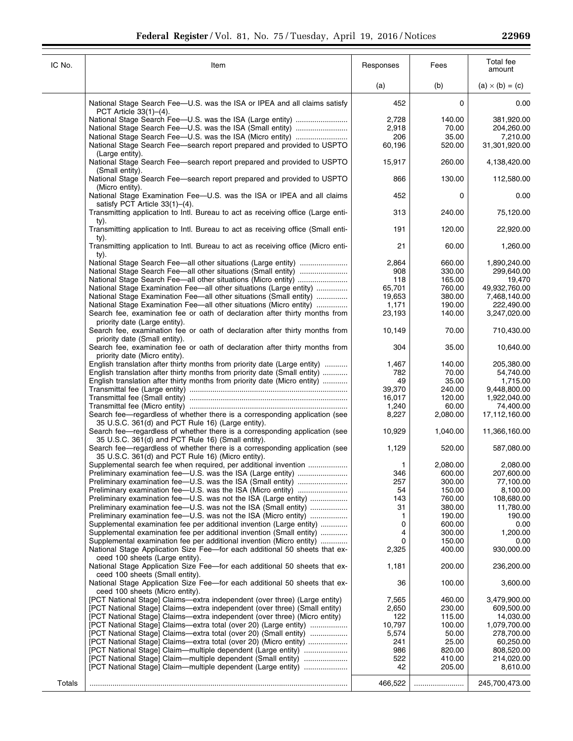| IC No. | Item | Responses | Fees | Total fee amount |
|---|---|---|---|---|
| | | (a) | (b) | (a) × (b) = (c) |
| | National Stage Search Fee—U.S. was the ISA or IPEA and all claims satisfy PCT Article 33(1)–(4). | 452 | 0 | 0.00 |
| | National Stage Search Fee—U.S. was the ISA (Large entity) | 2,728 | 140.00 | 381,920.00 |
| | National Stage Search Fee—U.S. was the ISA (Small entity) | 2,918 | 70.00 | 204,260.00 |
| | National Stage Search Fee—U.S. was the ISA (Micro entity) | 206 | 35.00 | 7,210.00 |
| | National Stage Search Fee—search report prepared and provided to USPTO (Large entity). | 60,196 | 520.00 | 31,301,920.00 |
| | National Stage Search Fee—search report prepared and provided to USPTO (Small entity). | 15,917 | 260.00 | 4,138,420.00 |
| | National Stage Search Fee—search report prepared and provided to USPTO (Micro entity). | 866 | 130.00 | 112,580.00 |
| | National Stage Examination Fee—U.S. was the ISA or IPEA and all claims satisfy PCT Article 33(1)–(4). | 452 | 0 | 0.00 |
| | Transmitting application to Intl. Bureau to act as receiving office (Large entity). | 313 | 240.00 | 75,120.00 |
| | Transmitting application to Intl. Bureau to act as receiving office (Small entity). | 191 | 120.00 | 22,920.00 |
| | Transmitting application to Intl. Bureau to act as receiving office (Micro entity). | 21 | 60.00 | 1,260.00 |
| | National Stage Search Fee—all other situations (Large entity) | 2,864 | 660.00 | 1,890,240.00 |
| | National Stage Search Fee—all other situations (Small entity) | 908 | 330.00 | 299,640.00 |
| | National Stage Search Fee—all other situations (Micro entity) | 118 | 165.00 | 19,470 |
| | National Stage Examination Fee—all other situations (Large entity) | 65,701 | 760.00 | 49,932,760.00 |
| | National Stage Examination Fee—all other situations (Small entity) | 19,653 | 380.00 | 7,468,140.00 |
| | National Stage Examination Fee—all other situations (Micro entity) | 1,171 | 190.00 | 222,490.00 |
| | Search fee, examination fee or oath of declaration after thirty months from priority date (Large entity). | 23,193 | 140.00 | 3,247,020.00 |
| | Search fee, examination fee or oath of declaration after thirty months from priority date (Small entity). | 10,149 | 70.00 | 710,430.00 |
| | Search fee, examination fee or oath of declaration after thirty months from priority date (Micro entity). | 304 | 35.00 | 10,640.00 |
| | English translation after thirty months from priority date (Large entity) | 1,467 | 140.00 | 205,380.00 |
| | English translation after thirty months from priority date (Small entity) | 782 | 70.00 | 54,740.00 |
| | English translation after thirty months from priority date (Micro entity) | 49 | 35.00 | 1,715.00 |
| | Transmittal fee (Large entity) | 39,370 | 240.00 | 9,448,800.00 |
| | Transmittal fee (Small entity) | 16,017 | 120.00 | 1,922,040.00 |
| | Transmittal fee (Micro entity) | 1,240 | 60.00 | 74,400.00 |
| | Search fee—regardless of whether there is a corresponding application (see 35 U.S.C. 361(d) and PCT Rule 16) (Large entity). | 8,227 | 2,080.00 | 17,112,160.00 |
| | Search fee—regardless of whether there is a corresponding application (see 35 U.S.C. 361(d) and PCT Rule 16) (Small entity). | 10,929 | 1,040.00 | 11,366,160.00 |
| | Search fee—regardless of whether there is a corresponding application (see 35 U.S.C. 361(d) and PCT Rule 16) (Micro entity). | 1,129 | 520.00 | 587,080.00 |
| | Supplemental search fee when required, per additional invention | 1 | 2,080.00 | 2,080.00 |
| | Preliminary examination fee—U.S. was the ISA (Large entity) | 346 | 600.00 | 207,600.00 |
| | Preliminary examination fee—U.S. was the ISA (Small entity) | 257 | 300.00 | 77,100.00 |
| | Preliminary examination fee—U.S. was the ISA (Micro entity) | 54 | 150.00 | 8,100.00 |
| | Preliminary examination fee—U.S. was not the ISA (Large entity) | 143 | 760.00 | 108,680.00 |
| | Preliminary examination fee—U.S. was not the ISA (Small entity) | 31 | 380.00 | 11,780.00 |
| | Preliminary examination fee—U.S. was not the ISA (Micro entity) | 1 | 190.00 | 190.00 |
| | Supplemental examination fee per additional invention (Large entity) | 0 | 600.00 | 0.00 |
| | Supplemental examination fee per additional invention (Small entity) | 4 | 300.00 | 1,200.00 |
| | Supplemental examination fee per additional invention (Micro entity) | 0 | 150.00 | 0.00 |
| | National Stage Application Size Fee—for each additional 50 sheets that exceed 100 sheets (Large entity). | 2,325 | 400.00 | 930,000.00 |
| | National Stage Application Size Fee—for each additional 50 sheets that exceed 100 sheets (Small entity). | 1,181 | 200.00 | 236,200.00 |
| | National Stage Application Size Fee—for each additional 50 sheets that exceed 100 sheets (Micro entity). | 36 | 100.00 | 3,600.00 |
| | [PCT National Stage] Claims—extra independent (over three) (Large entity) | 7,565 | 460.00 | 3,479,900.00 |
| | [PCT National Stage] Claims—extra independent (over three) (Small entity) | 2,650 | 230.00 | 609,500.00 |
| | [PCT National Stage] Claims—extra independent (over three) (Micro entity) | 122 | 115.00 | 14,030.00 |
| | [PCT National Stage] Claims—extra total (over 20) (Large entity) | 10,797 | 100.00 | 1,079,700.00 |
| | [PCT National Stage] Claims—extra total (over 20) (Small entity) | 5,574 | 50.00 | 278,700.00 |
| | [PCT National Stage] Claims—extra total (over 20) (Micro entity) | 241 | 25.00 | 60,250.00 |
| | [PCT National Stage] Claim—multiple dependent (Large entity) | 986 | 820.00 | 808,520.00 |
| | [PCT National Stage] Claim—multiple dependent (Small entity) | 522 | 410.00 | 214,020.00 |
| | [PCT National Stage] Claim—multiple dependent (Large entity) | 42 | 205.00 | 8,610.00 |
| Totals | | 466,522 | | 245,700,473.00 |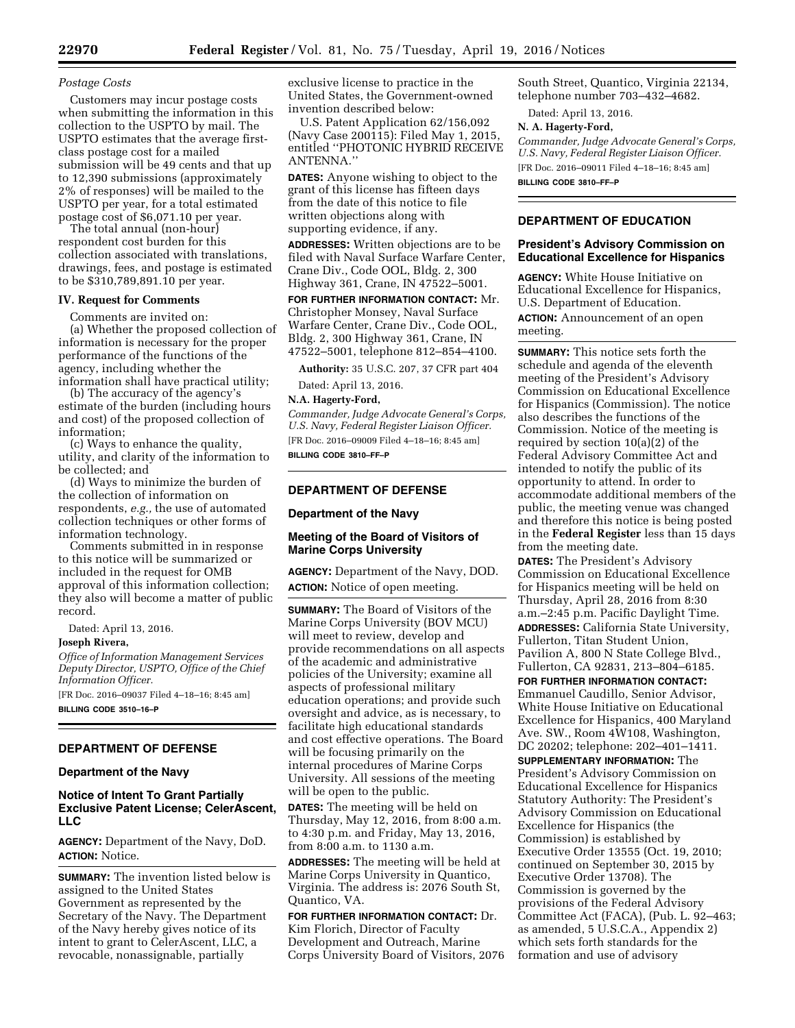*Postage Costs*

Customers may incur postage costs when submitting the information in this collection to the USPTO by mail. The USPTO estimates that the average first-class postage cost for a mailed submission will be 49 cents and that up to 12,390 submissions (approximately 2% of responses) will be mailed to the USPTO per year, for a total estimated postage cost of $6,071.10 per year.

The total annual (non-hour) respondent cost burden for this collection associated with translations, drawings, fees, and postage is estimated to be $310,789,891.10 per year.

**IV. Request for Comments**

Comments are invited on:

(a) Whether the proposed collection of information is necessary for the proper performance of the functions of the agency, including whether the information shall have practical utility;

(b) The accuracy of the agency's estimate of the burden (including hours and cost) of the proposed collection of information;

(c) Ways to enhance the quality, utility, and clarity of the information to be collected; and

(d) Ways to minimize the burden of the collection of information on respondents, *e.g.,* the use of automated collection techniques or other forms of information technology.

Comments submitted in in response to this notice will be summarized or included in the request for OMB approval of this information collection; they also will become a matter of public record.

Dated: April 13, 2016.

**Joseph Rivera,**

*Office of Information Management Services Deputy Director, USPTO, Office of the Chief Information Officer.*

[FR Doc. 2016–09037 Filed 4–18–16; 8:45 am]

**BILLING CODE 3510–16–P**

---

## DEPARTMENT OF DEFENSE

### Department of the Navy

### Notice of Intent To Grant Partially Exclusive Patent License; CelerAscent, LLC

**AGENCY:** Department of the Navy, DoD.

**ACTION:** Notice.

**SUMMARY:** The invention listed below is assigned to the United States Government as represented by the Secretary of the Navy. The Department of the Navy hereby gives notice of its intent to grant to CelerAscent, LLC, a revocable, nonassignable, partially exclusive license to practice in the United States, the Government-owned invention described below:

U.S. Patent Application 62/156,092 (Navy Case 200115): Filed May 1, 2015, entitled ''PHOTONIC HYBRID RECEIVE ANTENNA.''

**DATES:** Anyone wishing to object to the grant of this license has fifteen days from the date of this notice to file written objections along with supporting evidence, if any.

**ADDRESSES:** Written objections are to be filed with Naval Surface Warfare Center, Crane Div., Code OOL, Bldg. 2, 300 Highway 361, Crane, IN 47522–5001.

**FOR FURTHER INFORMATION CONTACT:** Mr. Christopher Monsey, Naval Surface Warfare Center, Crane Div., Code OOL, Bldg. 2, 300 Highway 361, Crane, IN 47522–5001, telephone 812–854–4100.

**Authority:** 35 U.S.C. 207, 37 CFR part 404

Dated: April 13, 2016.

**N.A. Hagerty-Ford,**

*Commander, Judge Advocate General's Corps, U.S. Navy, Federal Register Liaison Officer.*

[FR Doc. 2016–09009 Filed 4–18–16; 8:45 am]

**BILLING CODE 3810–FF–P**

---

## DEPARTMENT OF DEFENSE

### Department of the Navy

### Meeting of the Board of Visitors of Marine Corps University

**AGENCY:** Department of the Navy, DOD.

**ACTION:** Notice of open meeting.

**SUMMARY:** The Board of Visitors of the Marine Corps University (BOV MCU) will meet to review, develop and provide recommendations on all aspects of the academic and administrative policies of the University; examine all aspects of professional military education operations; and provide such oversight and advice, as is necessary, to facilitate high educational standards and cost effective operations. The Board will be focusing primarily on the internal procedures of Marine Corps University. All sessions of the meeting will be open to the public.

**DATES:** The meeting will be held on Thursday, May 12, 2016, from 8:00 a.m. to 4:30 p.m. and Friday, May 13, 2016, from 8:00 a.m. to 1130 a.m.

**ADDRESSES:** The meeting will be held at Marine Corps University in Quantico, Virginia. The address is: 2076 South St, Quantico, VA.

**FOR FURTHER INFORMATION CONTACT:** Dr. Kim Florich, Director of Faculty Development and Outreach, Marine Corps University Board of Visitors, 2076 South Street, Quantico, Virginia 22134, telephone number 703–432–4682.

Dated: April 13, 2016.

**N. A. Hagerty-Ford,**

*Commander, Judge Advocate General's Corps, U.S. Navy, Federal Register Liaison Officer.*

[FR Doc. 2016–09011 Filed 4–18–16; 8:45 am]

**BILLING CODE 3810–FF–P**

---

## DEPARTMENT OF EDUCATION

### President's Advisory Commission on Educational Excellence for Hispanics

**AGENCY:** White House Initiative on Educational Excellence for Hispanics, U.S. Department of Education.

**ACTION:** Announcement of an open meeting.

**SUMMARY:** This notice sets forth the schedule and agenda of the eleventh meeting of the President's Advisory Commission on Educational Excellence for Hispanics (Commission). The notice also describes the functions of the Commission. Notice of the meeting is required by section 10(a)(2) of the Federal Advisory Committee Act and intended to notify the public of its opportunity to attend. In order to accommodate additional members of the public, the meeting venue was changed and therefore this notice is being posted in the **Federal Register** less than 15 days from the meeting date.

**DATES:** The President's Advisory Commission on Educational Excellence for Hispanics meeting will be held on Thursday, April 28, 2016 from 8:30 a.m.–2:45 p.m. Pacific Daylight Time.

**ADDRESSES:** California State University, Fullerton, Titan Student Union, Pavilion A, 800 N State College Blvd., Fullerton, CA 92831, 213–804–6185.

**FOR FURTHER INFORMATION CONTACT:** Emmanuel Caudillo, Senior Advisor, White House Initiative on Educational Excellence for Hispanics, 400 Maryland Ave. SW., Room 4W108, Washington, DC 20202; telephone: 202–401–1411.

**SUPPLEMENTARY INFORMATION:** The President's Advisory Commission on Educational Excellence for Hispanics Statutory Authority: The President's Advisory Commission on Educational Excellence for Hispanics (the Commission) is established by Executive Order 13555 (Oct. 19, 2010; continued on September 30, 2015 by Executive Order 13708). The Commission is governed by the provisions of the Federal Advisory Committee Act (FACA), (Pub. L. 92–463; as amended, 5 U.S.C.A., Appendix 2) which sets forth standards for the formation and use of advisory